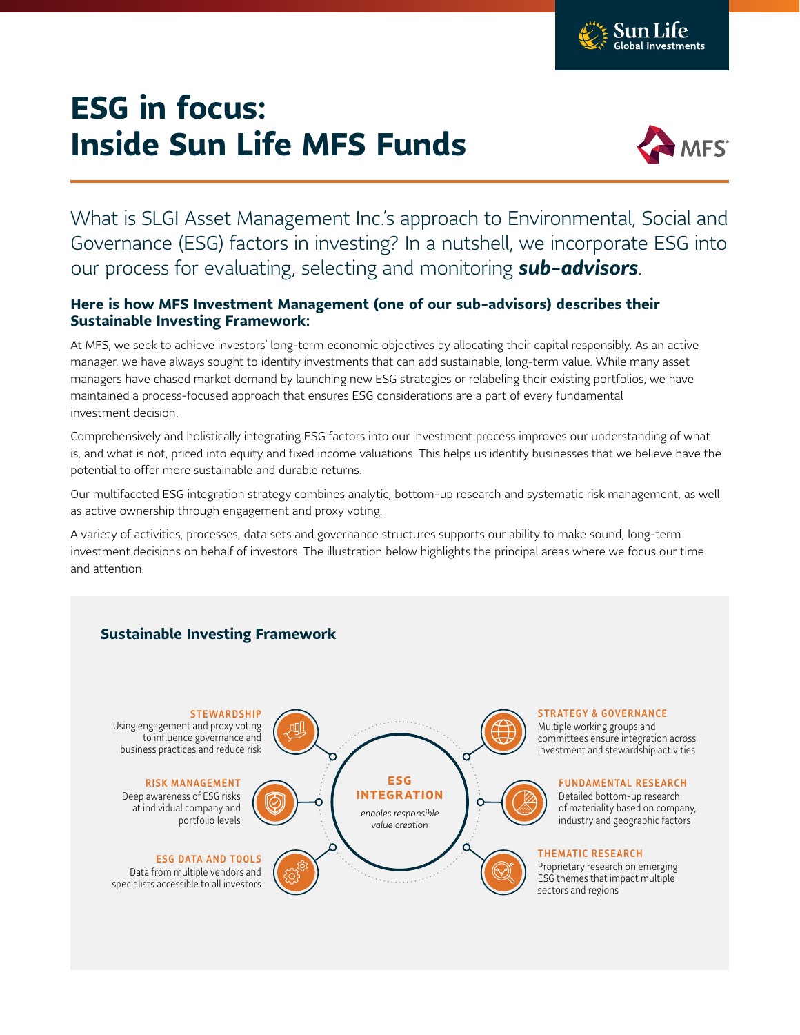# ESG in focus: Inside Sun Life MFS Funds

What is SLGI Asset Management Inc.'s approach to Environmental, Social and Governance (ESG) factors in investing? In a nutshell, we incorporate ESG into our process for evaluating, selecting and monitoring ***sub-advisors***.

### Here is how MFS Investment Management (one of our sub-advisors) describes their Sustainable Investing Framework:

At MFS, we seek to achieve investors' long-term economic objectives by allocating their capital responsibly. As an active manager, we have always sought to identify investments that can add sustainable, long-term value. While many asset managers have chased market demand by launching new ESG strategies or relabeling their existing portfolios, we have maintained a process-focused approach that ensures ESG considerations are a part of every fundamental investment decision.

Comprehensively and holistically integrating ESG factors into our investment process improves our understanding of what is, and what is not, priced into equity and fixed income valuations. This helps us identify businesses that we believe have the potential to offer more sustainable and durable returns.

Our multifaceted ESG integration strategy combines analytic, bottom-up research and systematic risk management, as well as active ownership through engagement and proxy voting.

A variety of activities, processes, data sets and governance structures supports our ability to make sound, long-term investment decisions on behalf of investors. The illustration below highlights the principal areas where we focus our time and attention.

### Sustainable Investing Framework

**ESG INTEGRATION**
*enables responsible value creation*

**STEWARDSHIP**
Using engagement and proxy voting to influence governance and business practices and reduce risk

**RISK MANAGEMENT**
Deep awareness of ESG risks at individual company and portfolio levels

**ESG DATA AND TOOLS**
Data from multiple vendors and specialists accessible to all investors

**STRATEGY & GOVERNANCE**
Multiple working groups and committees ensure integration across investment and stewardship activities

**FUNDAMENTAL RESEARCH**
Detailed bottom-up research of materiality based on company, industry and geographic factors

**THEMATIC RESEARCH**
Proprietary research on emerging ESG themes that impact multiple sectors and regions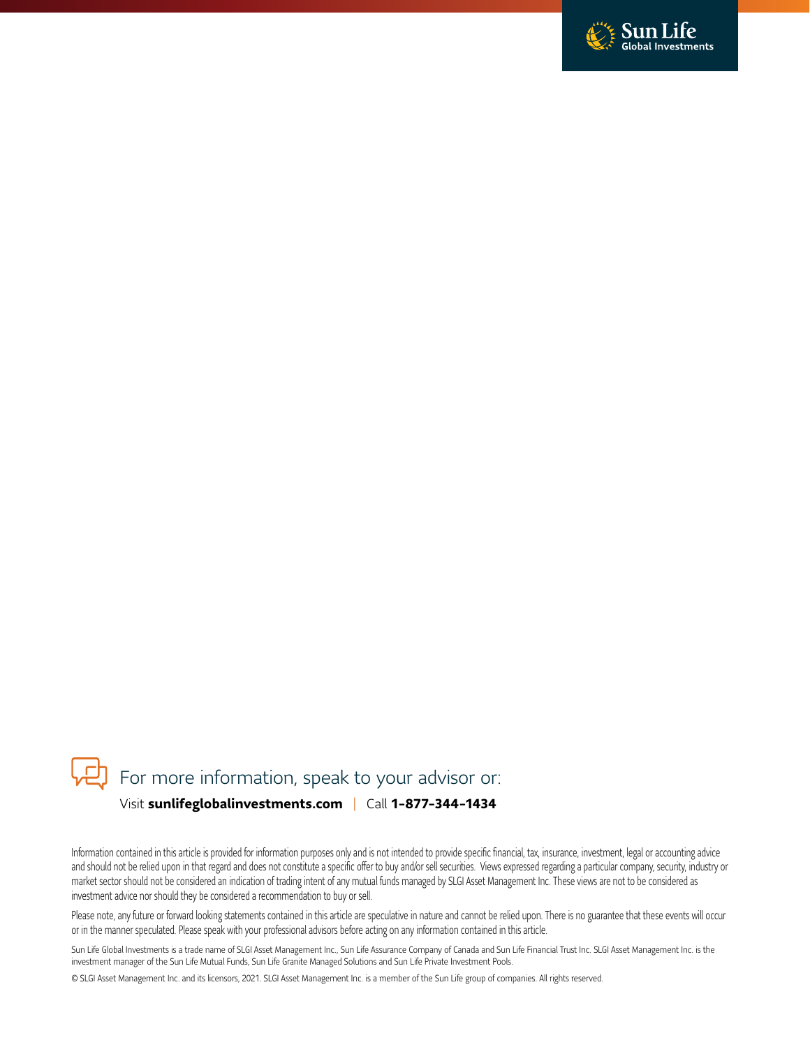For more information, speak to your advisor or:

Visit **sunlifeglobalinvestments.com** | Call **1-877-344-1434**

Information contained in this article is provided for information purposes only and is not intended to provide specific financial, tax, insurance, investment, legal or accounting advice and should not be relied upon in that regard and does not constitute a specific offer to buy and/or sell securities. Views expressed regarding a particular company, security, industry or market sector should not be considered an indication of trading intent of any mutual funds managed by SLGI Asset Management Inc. These views are not to be considered as investment advice nor should they be considered a recommendation to buy or sell.

Please note, any future or forward looking statements contained in this article are speculative in nature and cannot be relied upon. There is no guarantee that these events will occur or in the manner speculated. Please speak with your professional advisors before acting on any information contained in this article.

Sun Life Global Investments is a trade name of SLGI Asset Management Inc., Sun Life Assurance Company of Canada and Sun Life Financial Trust Inc. SLGI Asset Management Inc. is the investment manager of the Sun Life Mutual Funds, Sun Life Granite Managed Solutions and Sun Life Private Investment Pools.

© SLGI Asset Management Inc. and its licensors, 2021. SLGI Asset Management Inc. is a member of the Sun Life group of companies. All rights reserved.